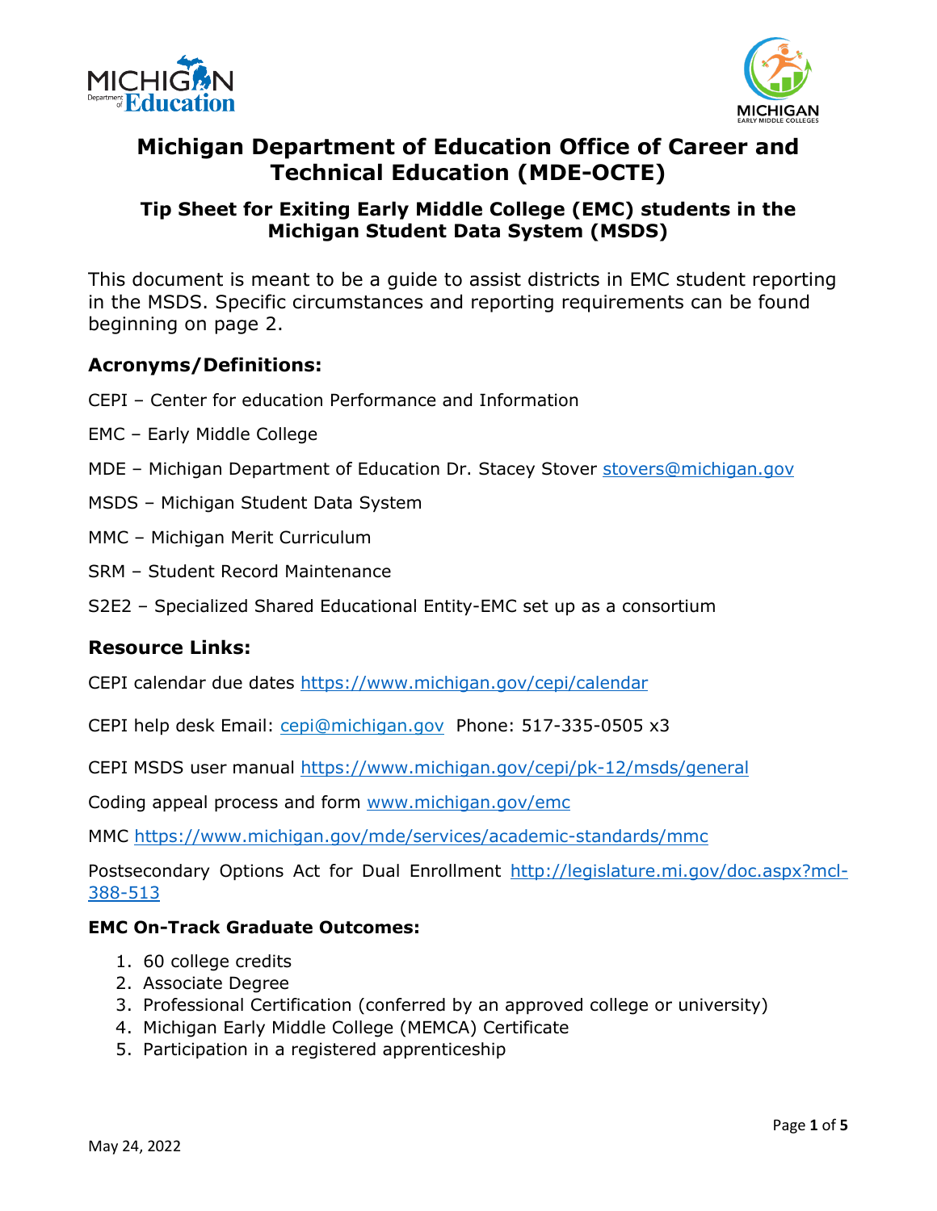# Michigan Department of Education Office of Career and Technical Education (MDE-OCTE)

## Tip Sheet for Exiting Early Middle College (EMC) students in the Michigan Student Data System (MSDS)

This document is meant to be a guide to assist districts in EMC student reporting in the MSDS. Specific circumstances and reporting requirements can be found beginning on page 2.

### Acronyms/Definitions:

CEPI – Center for education Performance and Information

EMC – Early Middle College

MDE – Michigan Department of Education Dr. Stacey Stover stovers@michigan.gov

MSDS – Michigan Student Data System

MMC – Michigan Merit Curriculum

SRM – Student Record Maintenance

S2E2 – Specialized Shared Educational Entity-EMC set up as a consortium

### Resource Links:

CEPI calendar due dates https://www.michigan.gov/cepi/calendar

CEPI help desk Email: cepi@michigan.gov Phone: 517-335-0505 x3

CEPI MSDS user manual https://www.michigan.gov/cepi/pk-12/msds/general

Coding appeal process and form www.michigan.gov/emc

MMC https://www.michigan.gov/mde/services/academic-standards/mmc

Postsecondary Options Act for Dual Enrollment http://legislature.mi.gov/doc.aspx?mcl-388-513

#### EMC On-Track Graduate Outcomes:

1. 60 college credits
2. Associate Degree
3. Professional Certification (conferred by an approved college or university)
4. Michigan Early Middle College (MEMCA) Certificate
5. Participation in a registered apprenticeship

May 24, 2022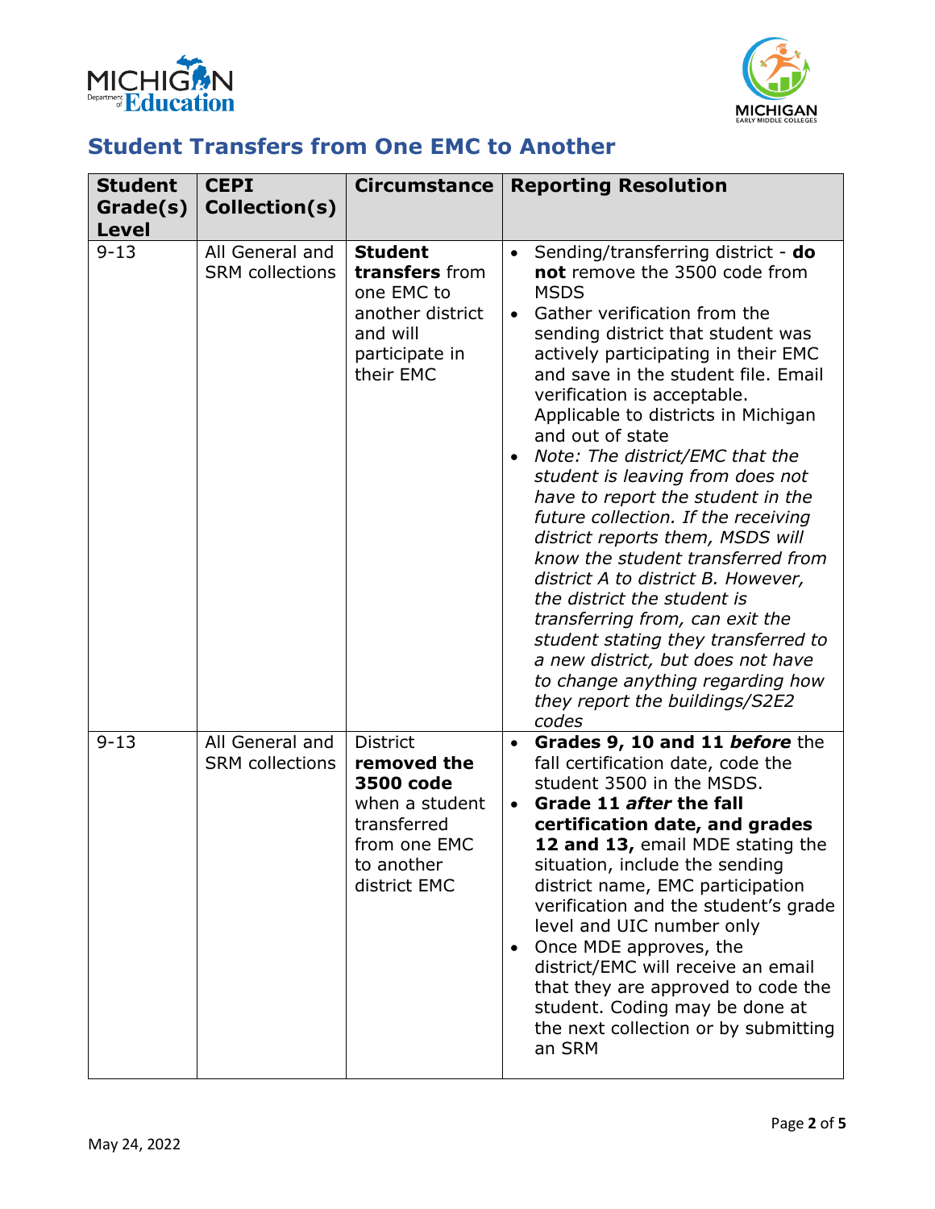## Student Transfers from One EMC to Another

| Student Grade(s) Level | CEPI Collection(s) | Circumstance | Reporting Resolution |
|---|---|---|---|
| 9-13 | All General and SRM collections | **Student transfers** from one EMC to another district and will participate in their EMC | • Sending/transferring district - **do not** remove the 3500 code from MSDS<br>• Gather verification from the sending district that student was actively participating in their EMC and save in the student file. Email verification is acceptable. Applicable to districts in Michigan and out of state<br>• *Note: The district/EMC that the student is leaving from does not have to report the student in the future collection. If the receiving district reports them, MSDS will know the student transferred from district A to district B. However, the district the student is transferring from, can exit the student stating they transferred to a new district, but does not have to change anything regarding how they report the buildings/S2E2 codes* |
| 9-13 | All General and SRM collections | District **removed the 3500 code** when a student transferred from one EMC to another district EMC | • **Grades 9, 10 and 11 *before*** the fall certification date, code the student 3500 in the MSDS.<br>• **Grade 11 *after* the fall certification date, and grades 12 and 13,** email MDE stating the situation, include the sending district name, EMC participation verification and the student's grade level and UIC number only<br>• Once MDE approves, the district/EMC will receive an email that they are approved to code the student. Coding may be done at the next collection or by submitting an SRM |

May 24, 2022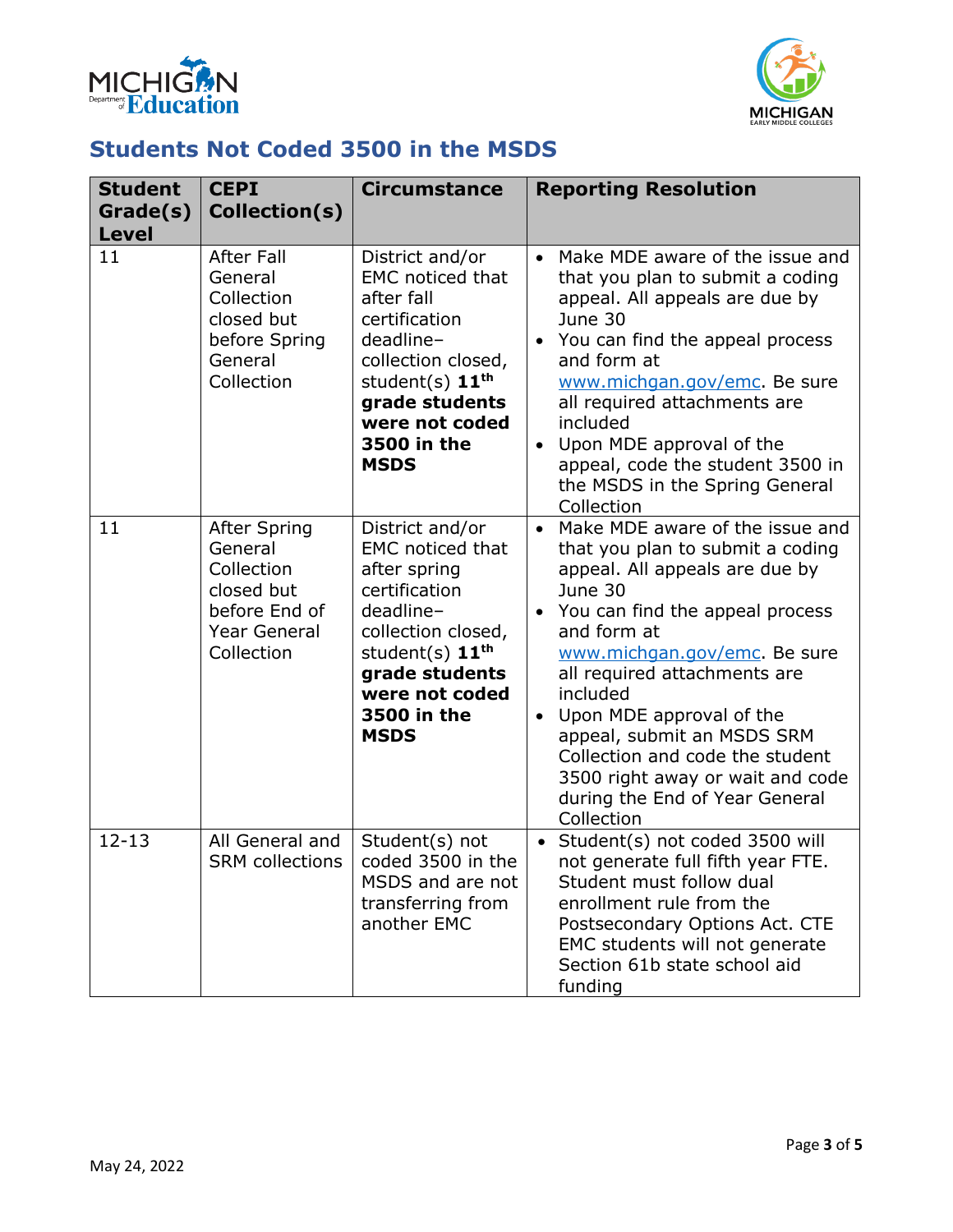## Students Not Coded 3500 in the MSDS

| Student Grade(s) Level | CEPI Collection(s) | Circumstance | Reporting Resolution |
| --- | --- | --- | --- |
| 11 | After Fall General Collection closed but before Spring General Collection | District and/or EMC noticed that after fall certification deadline–collection closed, student(s) **11th grade students were not coded 3500 in the MSDS** | • Make MDE aware of the issue and that you plan to submit a coding appeal. All appeals are due by June 30<br>• You can find the appeal process and form at [www.michgan.gov/emc](www.michgan.gov/emc). Be sure all required attachments are included<br>• Upon MDE approval of the appeal, code the student 3500 in the MSDS in the Spring General Collection |
| 11 | After Spring General Collection closed but before End of Year General Collection | District and/or EMC noticed that after spring certification deadline–collection closed, student(s) **11th grade students were not coded 3500 in the MSDS** | • Make MDE aware of the issue and that you plan to submit a coding appeal. All appeals are due by June 30<br>• You can find the appeal process and form at [www.michgan.gov/emc](www.michgan.gov/emc). Be sure all required attachments are included<br>• Upon MDE approval of the appeal, submit an MSDS SRM Collection and code the student 3500 right away or wait and code during the End of Year General Collection |
| 12-13 | All General and SRM collections | Student(s) not coded 3500 in the MSDS and are not transferring from another EMC | • Student(s) not coded 3500 will not generate full fifth year FTE. Student must follow dual enrollment rule from the Postsecondary Options Act. CTE EMC students will not generate Section 61b state school aid funding |

May 24, 2022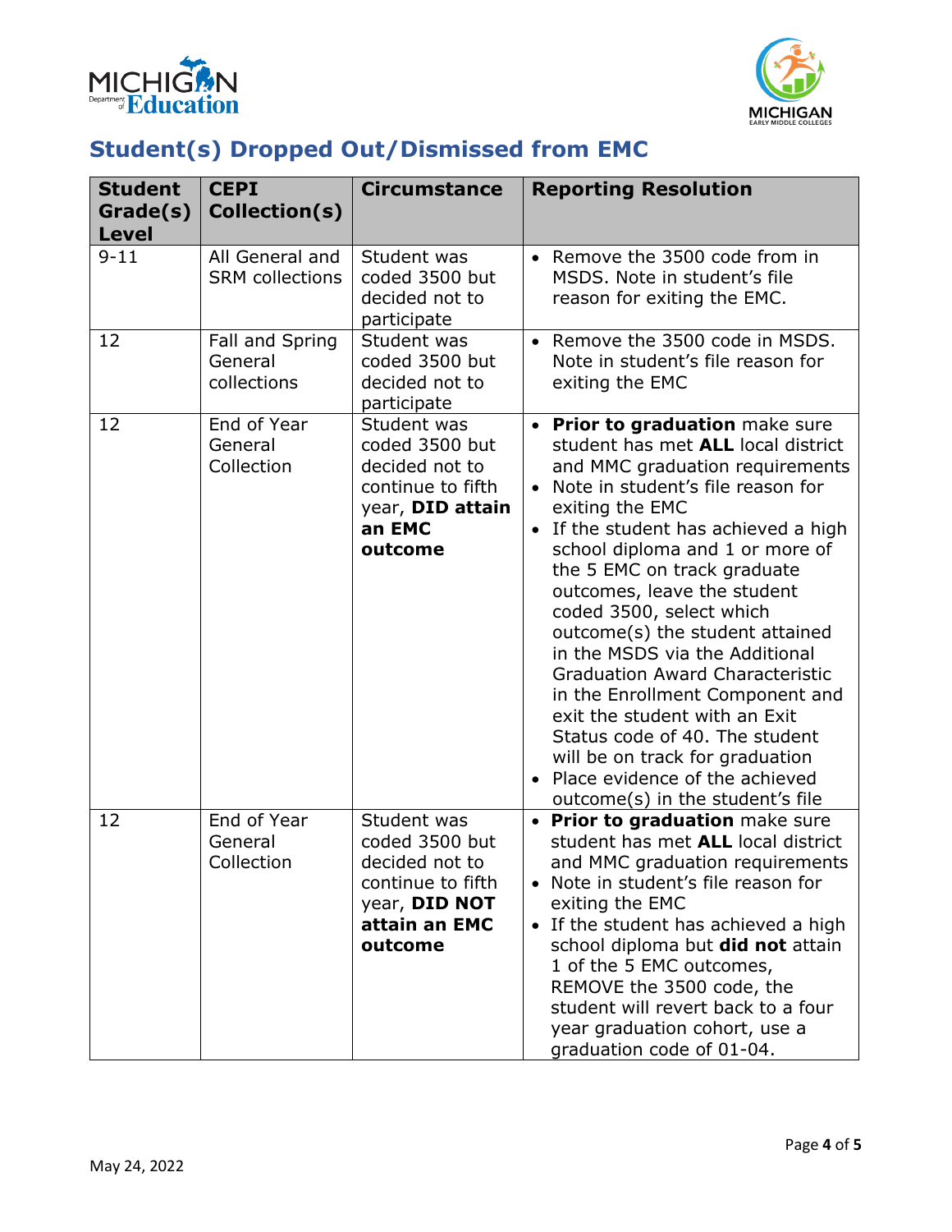## Student(s) Dropped Out/Dismissed from EMC

| Student Grade(s) Level | CEPI Collection(s) | Circumstance | Reporting Resolution |
|---|---|---|---|
| 9-11 | All General and SRM collections | Student was coded 3500 but decided not to participate | • Remove the 3500 code from in MSDS. Note in student's file reason for exiting the EMC. |
| 12 | Fall and Spring General collections | Student was coded 3500 but decided not to participate | • Remove the 3500 code in MSDS. Note in student's file reason for exiting the EMC |
| 12 | End of Year General Collection | Student was coded 3500 but decided not to continue to fifth year, **DID attain an EMC outcome** | • **Prior to graduation** make sure student has met **ALL** local district and MMC graduation requirements<br>• Note in student's file reason for exiting the EMC<br>• If the student has achieved a high school diploma and 1 or more of the 5 EMC on track graduate outcomes, leave the student coded 3500, select which outcome(s) the student attained in the MSDS via the Additional Graduation Award Characteristic in the Enrollment Component and exit the student with an Exit Status code of 40. The student will be on track for graduation<br>• Place evidence of the achieved outcome(s) in the student's file |
| 12 | End of Year General Collection | Student was coded 3500 but decided not to continue to fifth year, **DID NOT attain an EMC outcome** | • **Prior to graduation** make sure student has met **ALL** local district and MMC graduation requirements<br>• Note in student's file reason for exiting the EMC<br>• If the student has achieved a high school diploma but **did not** attain 1 of the 5 EMC outcomes, REMOVE the 3500 code, the student will revert back to a four year graduation cohort, use a graduation code of 01-04. |

May 24, 2022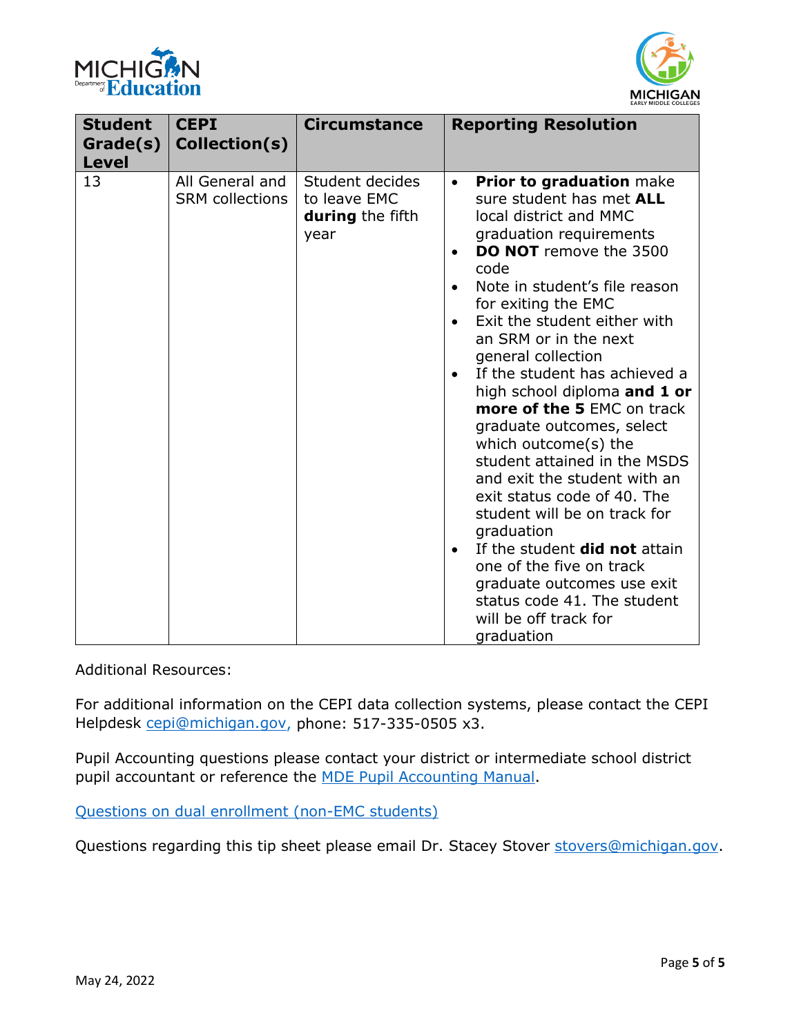| Student Grade(s) Level | CEPI Collection(s) | Circumstance | Reporting Resolution |
|---|---|---|---|
| 13 | All General and SRM collections | Student decides to leave EMC **during** the fifth year | • **Prior to graduation** make sure student has met **ALL** local district and MMC graduation requirements<br>• **DO NOT** remove the 3500 code<br>• Note in student's file reason for exiting the EMC<br>• Exit the student either with an SRM or in the next general collection<br>• If the student has achieved a high school diploma **and 1 or more of the 5** EMC on track graduate outcomes, select which outcome(s) the student attained in the MSDS and exit the student with an exit status code of 40. The student will be on track for graduation<br>• If the student **did not** attain one of the five on track graduate outcomes use exit status code 41. The student will be off track for graduation |

Additional Resources:

For additional information on the CEPI data collection systems, please contact the CEPI Helpdesk cepi@michigan.gov, phone: 517-335-0505 x3.

Pupil Accounting questions please contact your district or intermediate school district pupil accountant or reference the MDE Pupil Accounting Manual.

Questions on dual enrollment (non-EMC students)

Questions regarding this tip sheet please email Dr. Stacey Stover stovers@michigan.gov.

May 24, 2022